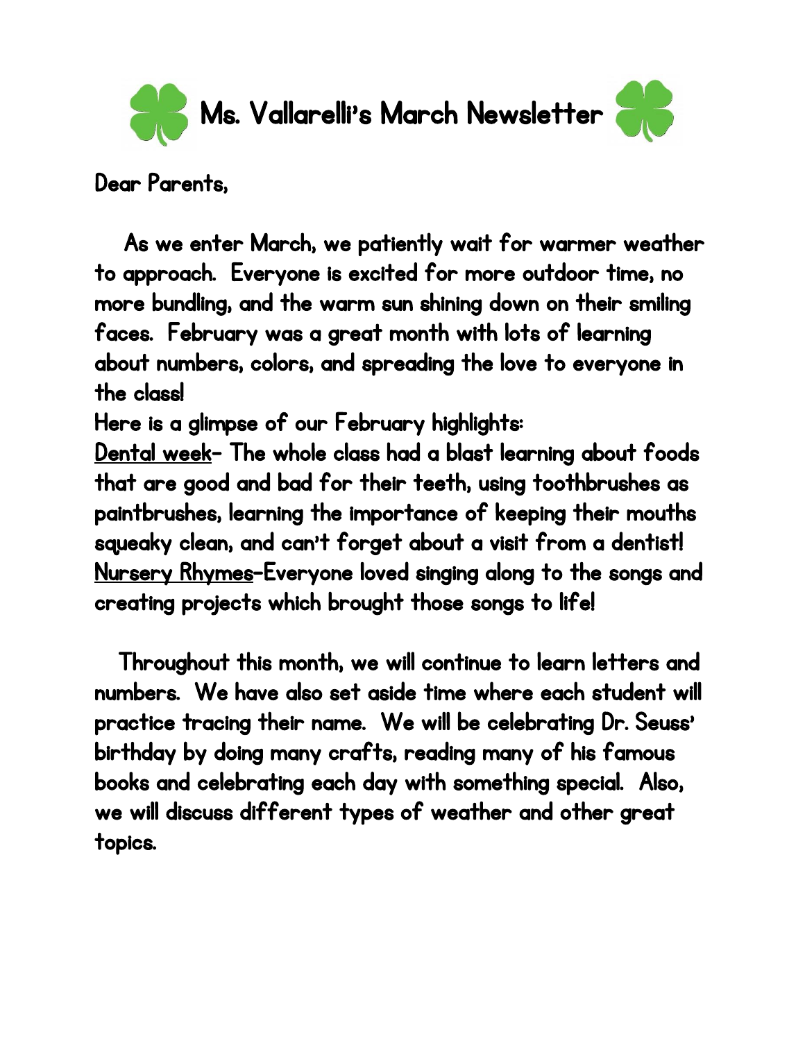# Ms. Vallarelli's March Newsletter

Dear Parents,

As we enter March, we patiently wait for warmer weather to approach. Everyone is excited for more outdoor time, no more bundling, and the warm sun shining down on their smiling faces. February was a great month with lots of learning about numbers, colors, and spreading the love to everyone in the class!

Here is a glimpse of our February highlights:

<u>Dental week</u>- The whole class had a blast learning about foods that are good and bad for their teeth, using toothbrushes as paintbrushes, learning the importance of keeping their mouths squeaky clean, and can't forget about a visit from a dentist!

<u>Nursery Rhymes</u>-Everyone loved singing along to the songs and creating projects which brought those songs to life!

Throughout this month, we will continue to learn letters and numbers. We have also set aside time where each student will practice tracing their name. We will be celebrating Dr. Seuss' birthday by doing many crafts, reading many of his famous books and celebrating each day with something special. Also, we will discuss different types of weather and other great topics.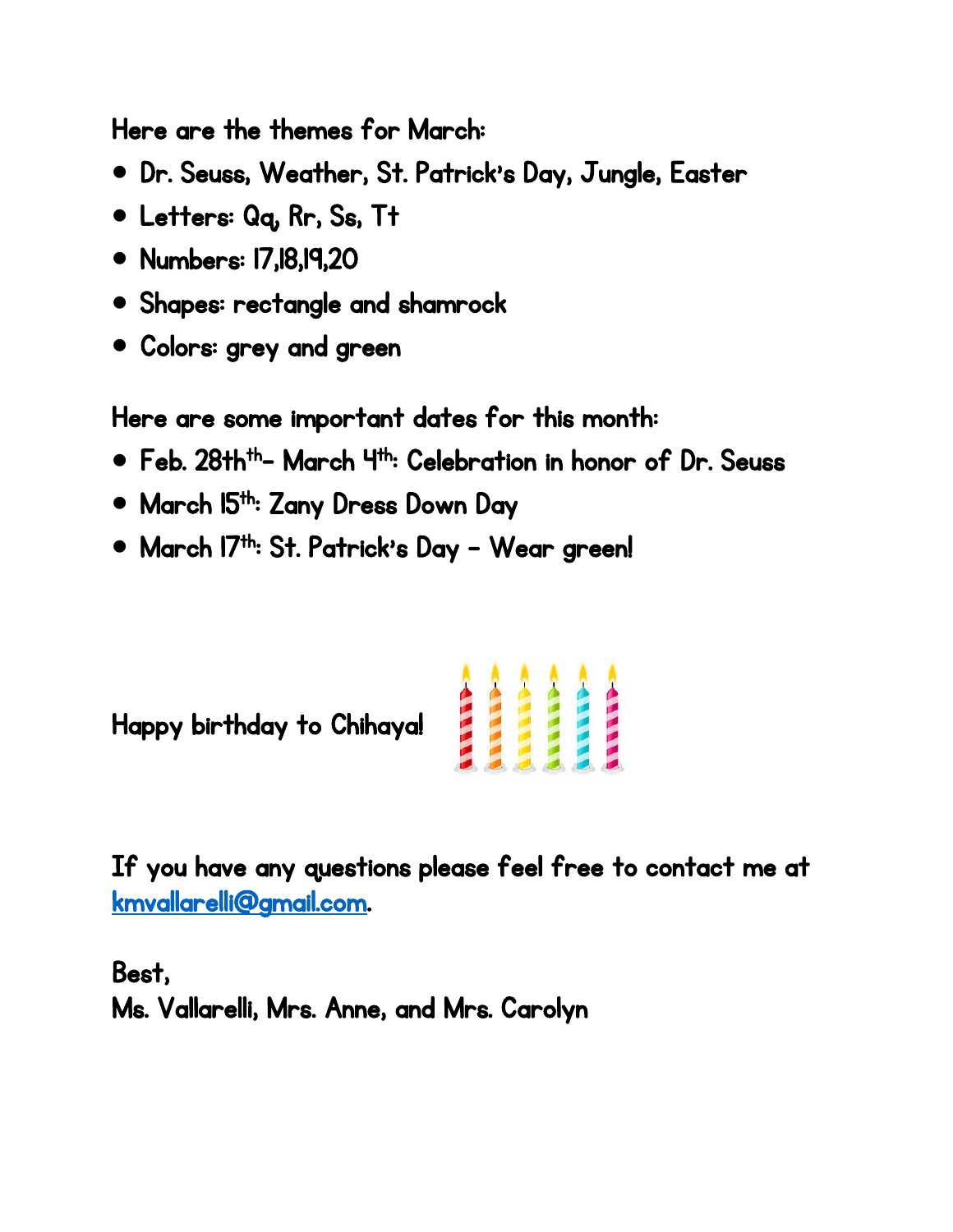Here are the themes for March:

- Dr. Seuss, Weather, St. Patrick's Day, Jungle, Easter
- Letters: Qq, Rr, Ss, Tt
- Numbers: 17,18,19,20
- Shapes: rectangle and shamrock
- Colors: grey and green

Here are some important dates for this month:

- Feb. 28th[th]- March 4[th]: Celebration in honor of Dr. Seuss
- March 15[th]: Zany Dress Down Day
- March 17[th]: St. Patrick's Day – Wear green!

Happy birthday to Chihaya!

If you have any questions please feel free to contact me at kmvallarelli@gmail.com.

Best,
Ms. Vallarelli, Mrs. Anne, and Mrs. Carolyn